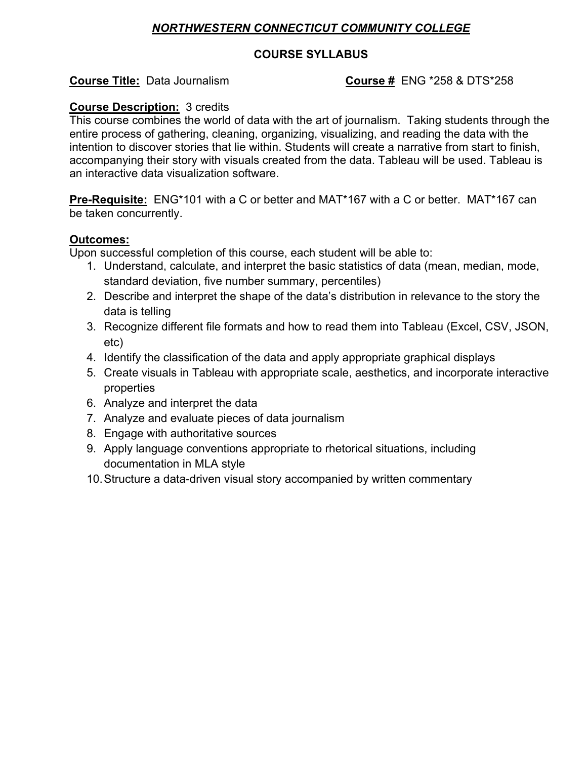# ***NORTHWESTERN CONNECTICUT COMMUNITY COLLEGE***

## COURSE SYLLABUS

**Course Title:** Data Journalism **Course #** ENG *258 & DTS*258

**Course Description:** 3 credits
This course combines the world of data with the art of journalism. Taking students through the entire process of gathering, cleaning, organizing, visualizing, and reading the data with the intention to discover stories that lie within. Students will create a narrative from start to finish, accompanying their story with visuals created from the data. Tableau will be used. Tableau is an interactive data visualization software.

**Pre-Requisite:** ENG*101 with a C or better and MAT*167 with a C or better. MAT*167 can be taken concurrently.

**Outcomes:**
Upon successful completion of this course, each student will be able to:

1. Understand, calculate, and interpret the basic statistics of data (mean, median, mode, standard deviation, five number summary, percentiles)
2. Describe and interpret the shape of the data's distribution in relevance to the story the data is telling
3. Recognize different file formats and how to read them into Tableau (Excel, CSV, JSON, etc)
4. Identify the classification of the data and apply appropriate graphical displays
5. Create visuals in Tableau with appropriate scale, aesthetics, and incorporate interactive properties
6. Analyze and interpret the data
7. Analyze and evaluate pieces of data journalism
8. Engage with authoritative sources
9. Apply language conventions appropriate to rhetorical situations, including documentation in MLA style
10. Structure a data-driven visual story accompanied by written commentary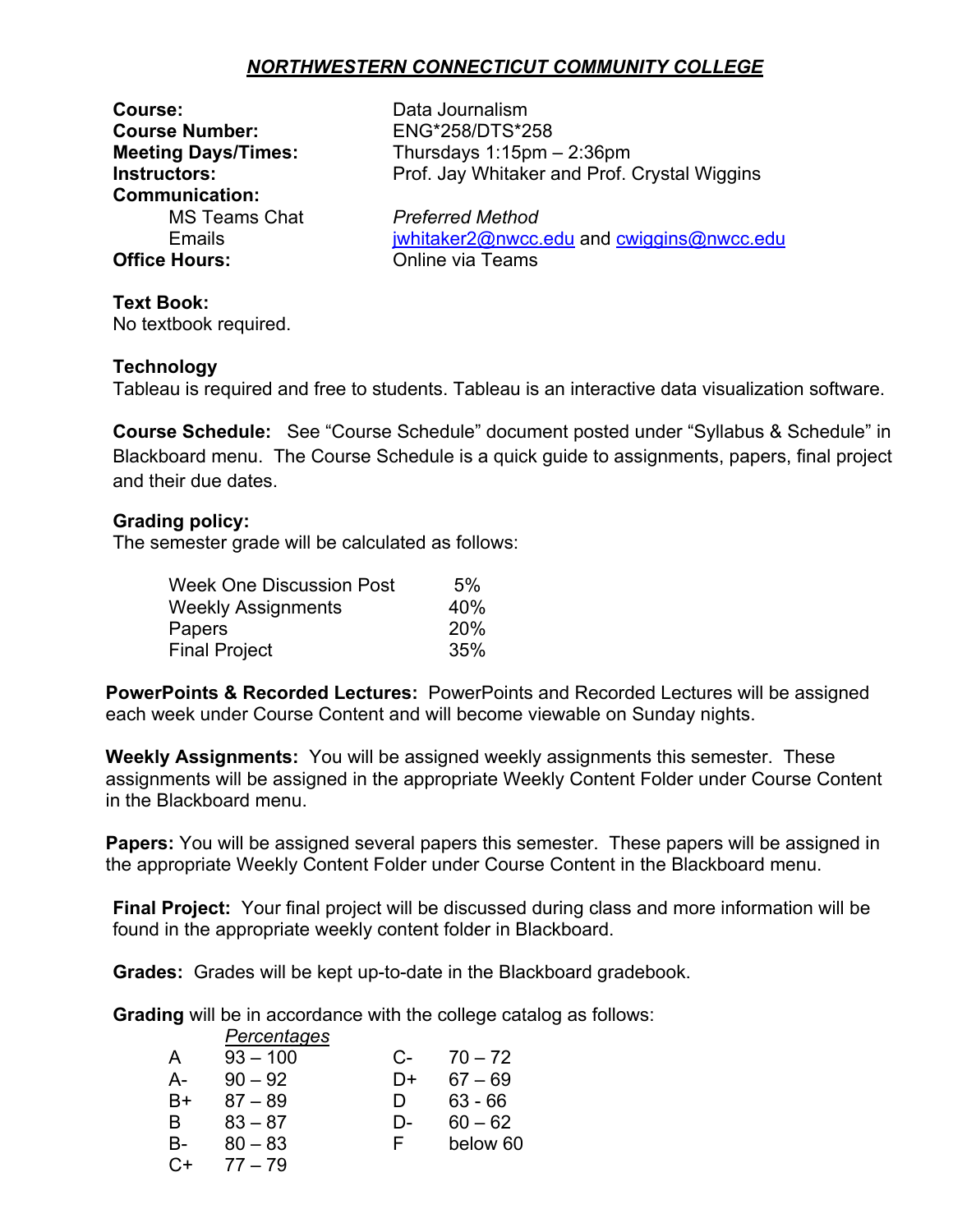# *NORTHWESTERN CONNECTICUT COMMUNITY COLLEGE*

**Course:** Data Journalism
**Course Number:** ENG*258/DTS*258
**Meeting Days/Times:** Thursdays 1:15pm – 2:36pm
**Instructors:** Prof. Jay Whitaker and Prof. Crystal Wiggins
**Communication:**
MS Teams Chat — *Preferred Method*
Emails — jwhitaker2@nwcc.edu and cwiggins@nwcc.edu
**Office Hours:** Online via Teams

**Text Book:**
No textbook required.

**Technology**
Tableau is required and free to students. Tableau is an interactive data visualization software.

**Course Schedule:** See "Course Schedule" document posted under "Syllabus & Schedule" in Blackboard menu. The Course Schedule is a quick guide to assignments, papers, final project and their due dates.

**Grading policy:**
The semester grade will be calculated as follows:

| | |
|---|---|
| Week One Discussion Post | 5% |
| Weekly Assignments | 40% |
| Papers | 20% |
| Final Project | 35% |

**PowerPoints & Recorded Lectures:** PowerPoints and Recorded Lectures will be assigned each week under Course Content and will become viewable on Sunday nights.

**Weekly Assignments:** You will be assigned weekly assignments this semester. These assignments will be assigned in the appropriate Weekly Content Folder under Course Content in the Blackboard menu.

**Papers:** You will be assigned several papers this semester. These papers will be assigned in the appropriate Weekly Content Folder under Course Content in the Blackboard menu.

**Final Project:** Your final project will be discussed during class and more information will be found in the appropriate weekly content folder in Blackboard.

**Grades:** Grades will be kept up-to-date in the Blackboard gradebook.

**Grading** will be in accordance with the college catalog as follows:

| | *Percentages* | | |
|---|---|---|---|
| A | 93 – 100 | C- | 70 – 72 |
| A- | 90 – 92 | D+ | 67 – 69 |
| B+ | 87 – 89 | D | 63 - 66 |
| B | 83 – 87 | D- | 60 – 62 |
| B- | 80 – 83 | F | below 60 |
| C+ | 77 – 79 | | |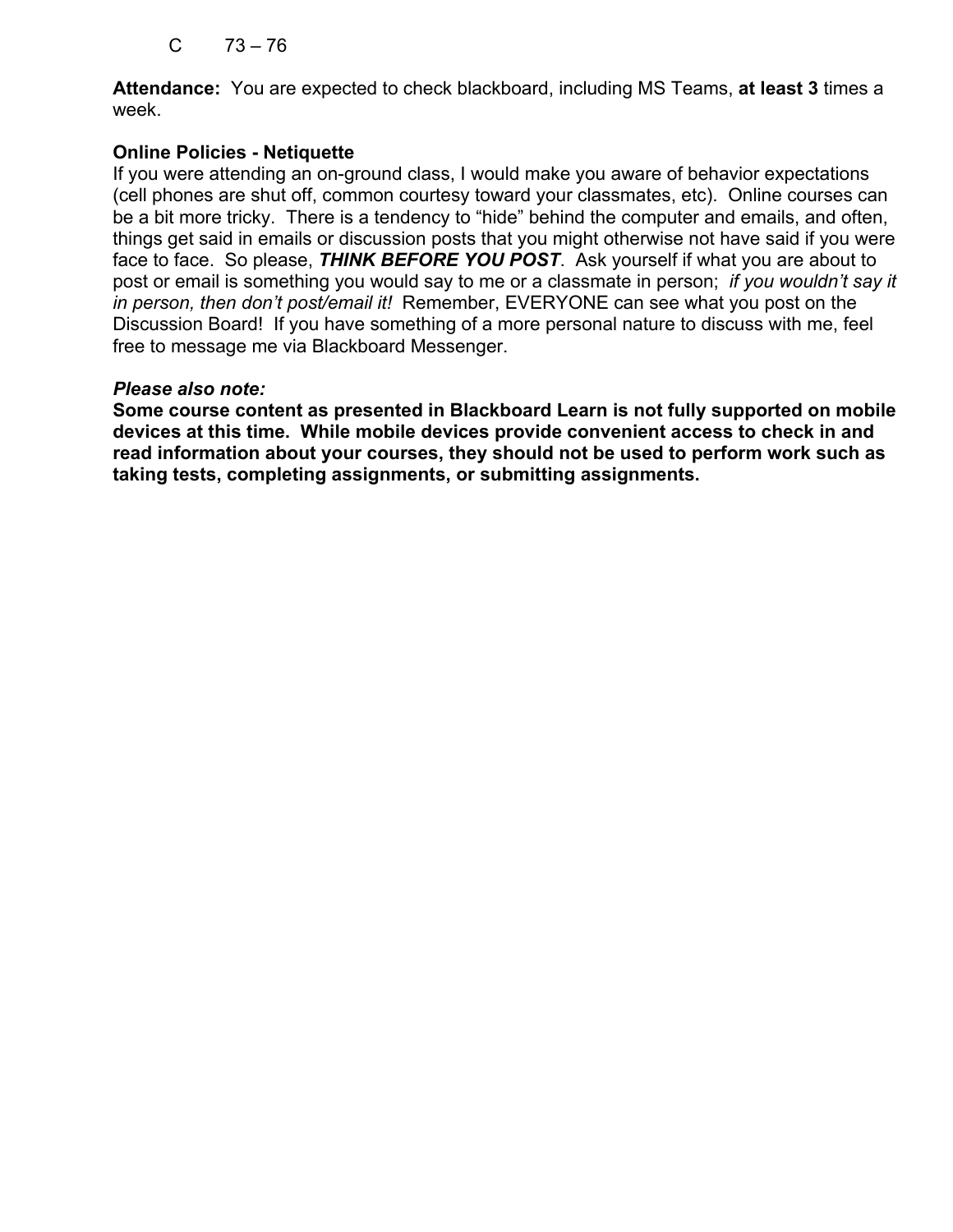C 73 – 76

**Attendance:** You are expected to check blackboard, including MS Teams, **at least 3** times a week.

**Online Policies - Netiquette**

If you were attending an on-ground class, I would make you aware of behavior expectations (cell phones are shut off, common courtesy toward your classmates, etc). Online courses can be a bit more tricky. There is a tendency to "hide" behind the computer and emails, and often, things get said in emails or discussion posts that you might otherwise not have said if you were face to face. So please, ***THINK BEFORE YOU POST***. Ask yourself if what you are about to post or email is something you would say to me or a classmate in person; *if you wouldn't say it in person, then don't post/email it!* Remember, EVERYONE can see what you post on the Discussion Board! If you have something of a more personal nature to discuss with me, feel free to message me via Blackboard Messenger.

***Please also note:***

**Some course content as presented in Blackboard Learn is not fully supported on mobile devices at this time. While mobile devices provide convenient access to check in and read information about your courses, they should not be used to perform work such as taking tests, completing assignments, or submitting assignments.**